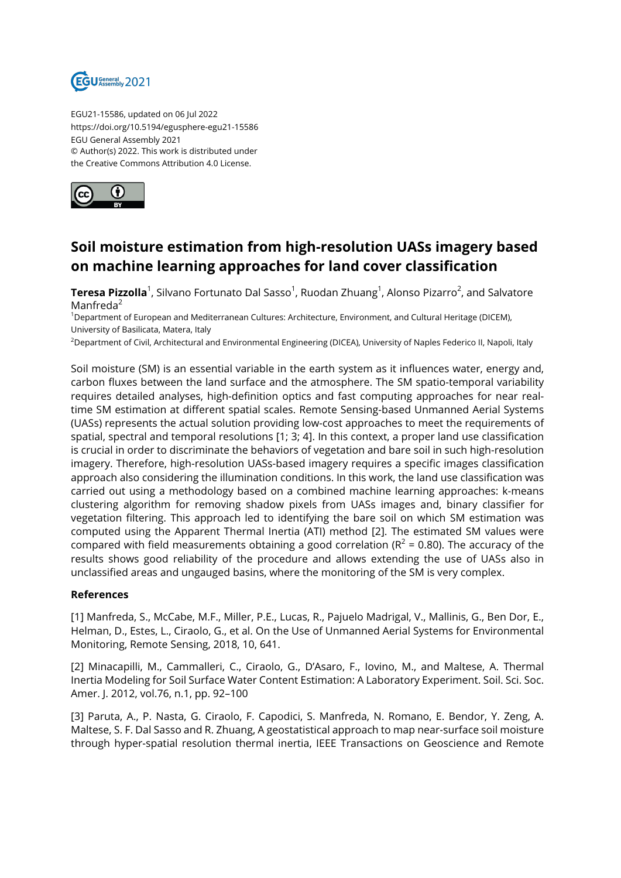EGU21-15586, updated on 06 Jul 2022
https://doi.org/10.5194/egusphere-egu21-15586
EGU General Assembly 2021
© Author(s) 2022. This work is distributed under
the Creative Commons Attribution 4.0 License.

# Soil moisture estimation from high-resolution UASs imagery based on machine learning approaches for land cover classification

**Teresa Pizzolla**[1], Silvano Fortunato Dal Sasso[1], Ruodan Zhuang[1], Alonso Pizarro[2], and Salvatore Manfreda[2]

[1]Department of European and Mediterranean Cultures: Architecture, Environment, and Cultural Heritage (DICEM), University of Basilicata, Matera, Italy

[2]Department of Civil, Architectural and Environmental Engineering (DICEA), University of Naples Federico II, Napoli, Italy

Soil moisture (SM) is an essential variable in the earth system as it influences water, energy and, carbon fluxes between the land surface and the atmosphere. The SM spatio-temporal variability requires detailed analyses, high-definition optics and fast computing approaches for near real-time SM estimation at different spatial scales. Remote Sensing-based Unmanned Aerial Systems (UASs) represents the actual solution providing low-cost approaches to meet the requirements of spatial, spectral and temporal resolutions [1; 3; 4]. In this context, a proper land use classification is crucial in order to discriminate the behaviors of vegetation and bare soil in such high-resolution imagery. Therefore, high-resolution UASs-based imagery requires a specific images classification approach also considering the illumination conditions. In this work, the land use classification was carried out using a methodology based on a combined machine learning approaches: k-means clustering algorithm for removing shadow pixels from UASs images and, binary classifier for vegetation filtering. This approach led to identifying the bare soil on which SM estimation was computed using the Apparent Thermal Inertia (ATI) method [2]. The estimated SM values were compared with field measurements obtaining a good correlation ($R^2$ = 0.80). The accuracy of the results shows good reliability of the procedure and allows extending the use of UASs also in unclassified areas and ungauged basins, where the monitoring of the SM is very complex.

**References**

[1] Manfreda, S., McCabe, M.F., Miller, P.E., Lucas, R., Pajuelo Madrigal, V., Mallinis, G., Ben Dor, E., Helman, D., Estes, L., Ciraolo, G., et al. On the Use of Unmanned Aerial Systems for Environmental Monitoring, Remote Sensing, 2018, 10, 641.

[2] Minacapilli, M., Cammalleri, C., Ciraolo, G., D'Asaro, F., Iovino, M., and Maltese, A. Thermal Inertia Modeling for Soil Surface Water Content Estimation: A Laboratory Experiment. Soil. Sci. Soc. Amer. J. 2012, vol.76, n.1, pp. 92–100

[3] Paruta, A., P. Nasta, G. Ciraolo, F. Capodici, S. Manfreda, N. Romano, E. Bendor, Y. Zeng, A. Maltese, S. F. Dal Sasso and R. Zhuang, A geostatistical approach to map near-surface soil moisture through hyper-spatial resolution thermal inertia, IEEE Transactions on Geoscience and Remote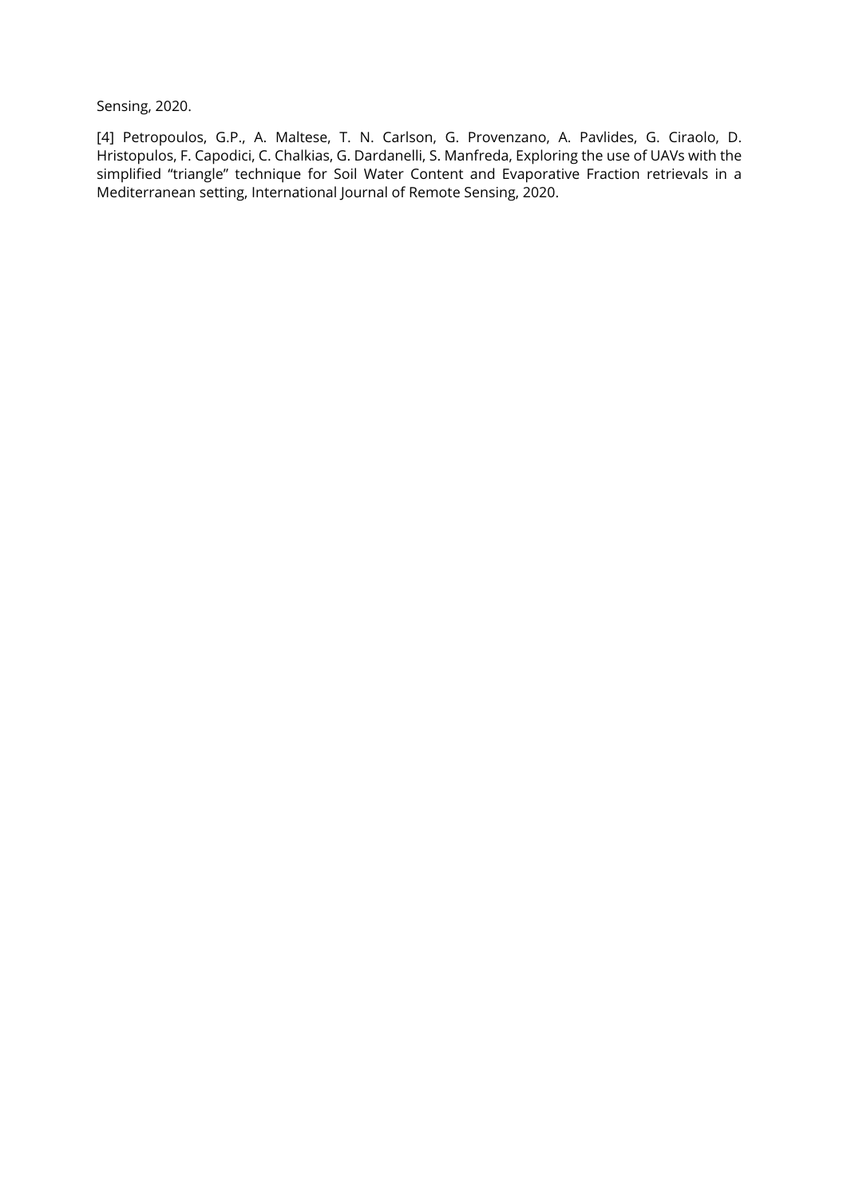Sensing, 2020.

[4] Petropoulos, G.P., A. Maltese, T. N. Carlson, G. Provenzano, A. Pavlides, G. Ciraolo, D. Hristopulos, F. Capodici, C. Chalkias, G. Dardanelli, S. Manfreda, Exploring the use of UAVs with the simplified “triangle” technique for Soil Water Content and Evaporative Fraction retrievals in a Mediterranean setting, International Journal of Remote Sensing, 2020.